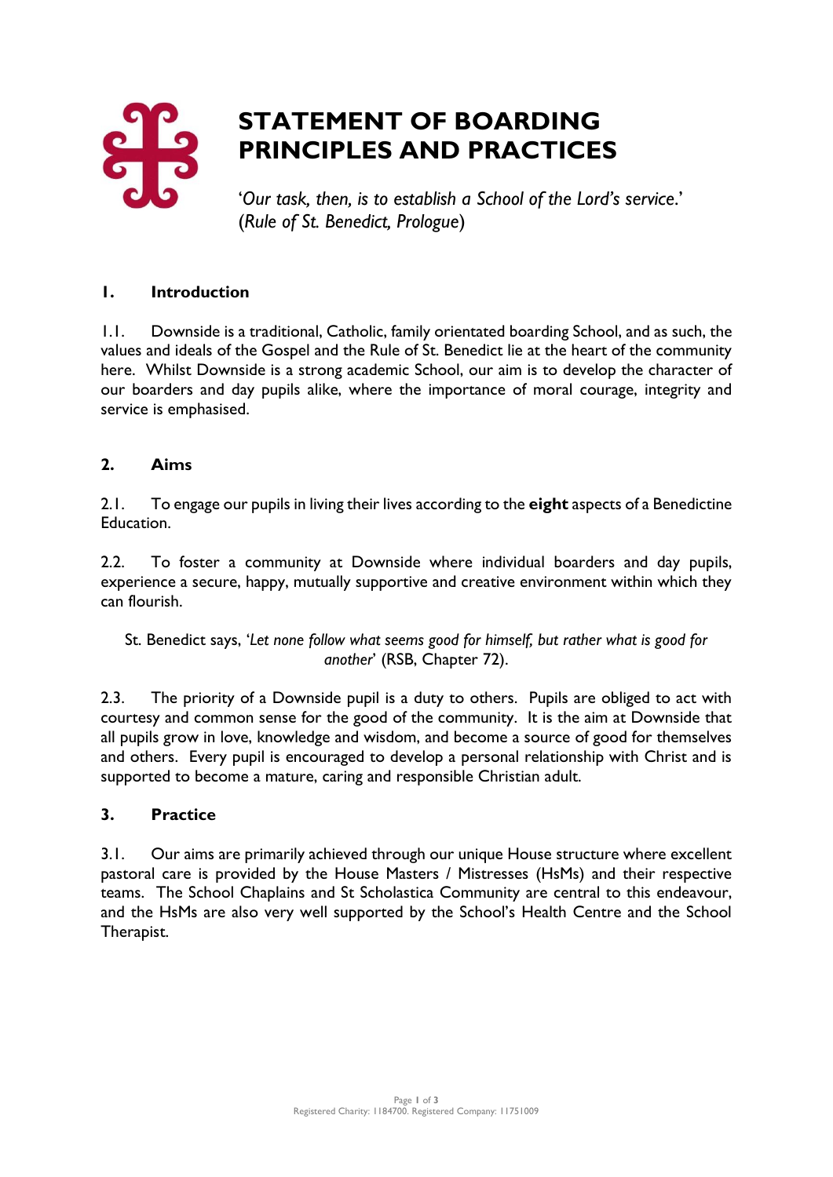# STATEMENT OF BOARDING PRINCIPLES AND PRACTICES

'*Our task, then, is to establish a School of the Lord's service*.' (*Rule of St. Benedict, Prologue*)

## 1. Introduction

1.1. Downside is a traditional, Catholic, family orientated boarding School, and as such, the values and ideals of the Gospel and the Rule of St. Benedict lie at the heart of the community here. Whilst Downside is a strong academic School, our aim is to develop the character of our boarders and day pupils alike, where the importance of moral courage, integrity and service is emphasised.

## 2. Aims

2.1. To engage our pupils in living their lives according to the **eight** aspects of a Benedictine Education.

2.2. To foster a community at Downside where individual boarders and day pupils, experience a secure, happy, mutually supportive and creative environment within which they can flourish.

St. Benedict says, '*Let none follow what seems good for himself, but rather what is good for another*' (RSB, Chapter 72).

2.3. The priority of a Downside pupil is a duty to others. Pupils are obliged to act with courtesy and common sense for the good of the community. It is the aim at Downside that all pupils grow in love, knowledge and wisdom, and become a source of good for themselves and others. Every pupil is encouraged to develop a personal relationship with Christ and is supported to become a mature, caring and responsible Christian adult.

## 3. Practice

3.1. Our aims are primarily achieved through our unique House structure where excellent pastoral care is provided by the House Masters / Mistresses (HsMs) and their respective teams. The School Chaplains and St Scholastica Community are central to this endeavour, and the HsMs are also very well supported by the School's Health Centre and the School Therapist.

Registered Charity: 1184700. Registered Company: 11751009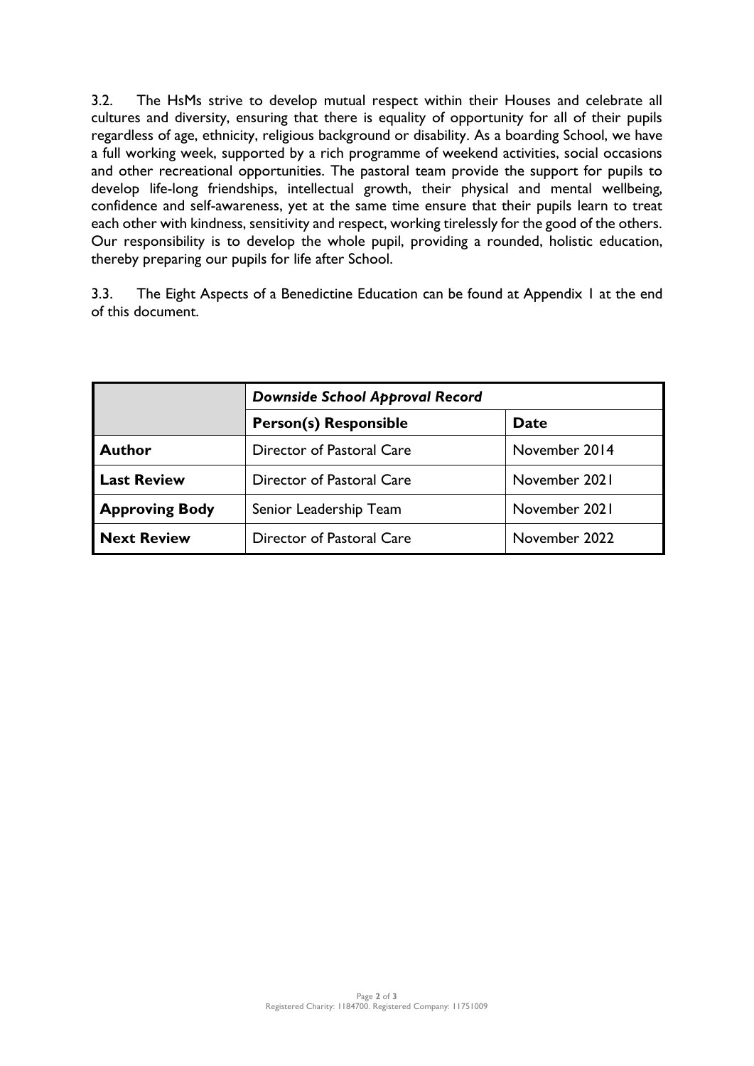3.2. The HsMs strive to develop mutual respect within their Houses and celebrate all cultures and diversity, ensuring that there is equality of opportunity for all of their pupils regardless of age, ethnicity, religious background or disability. As a boarding School, we have a full working week, supported by a rich programme of weekend activities, social occasions and other recreational opportunities. The pastoral team provide the support for pupils to develop life-long friendships, intellectual growth, their physical and mental wellbeing, confidence and self-awareness, yet at the same time ensure that their pupils learn to treat each other with kindness, sensitivity and respect, working tirelessly for the good of the others. Our responsibility is to develop the whole pupil, providing a rounded, holistic education, thereby preparing our pupils for life after School.

3.3. The Eight Aspects of a Benedictine Education can be found at Appendix 1 at the end of this document.

| | ***Downside School Approval Record*** | |
|---|---|---|
| | **Person(s) Responsible** | **Date** |
| **Author** | Director of Pastoral Care | November 2014 |
| **Last Review** | Director of Pastoral Care | November 2021 |
| **Approving Body** | Senior Leadership Team | November 2021 |
| **Next Review** | Director of Pastoral Care | November 2022 |

Registered Charity: 1184700. Registered Company: 11751009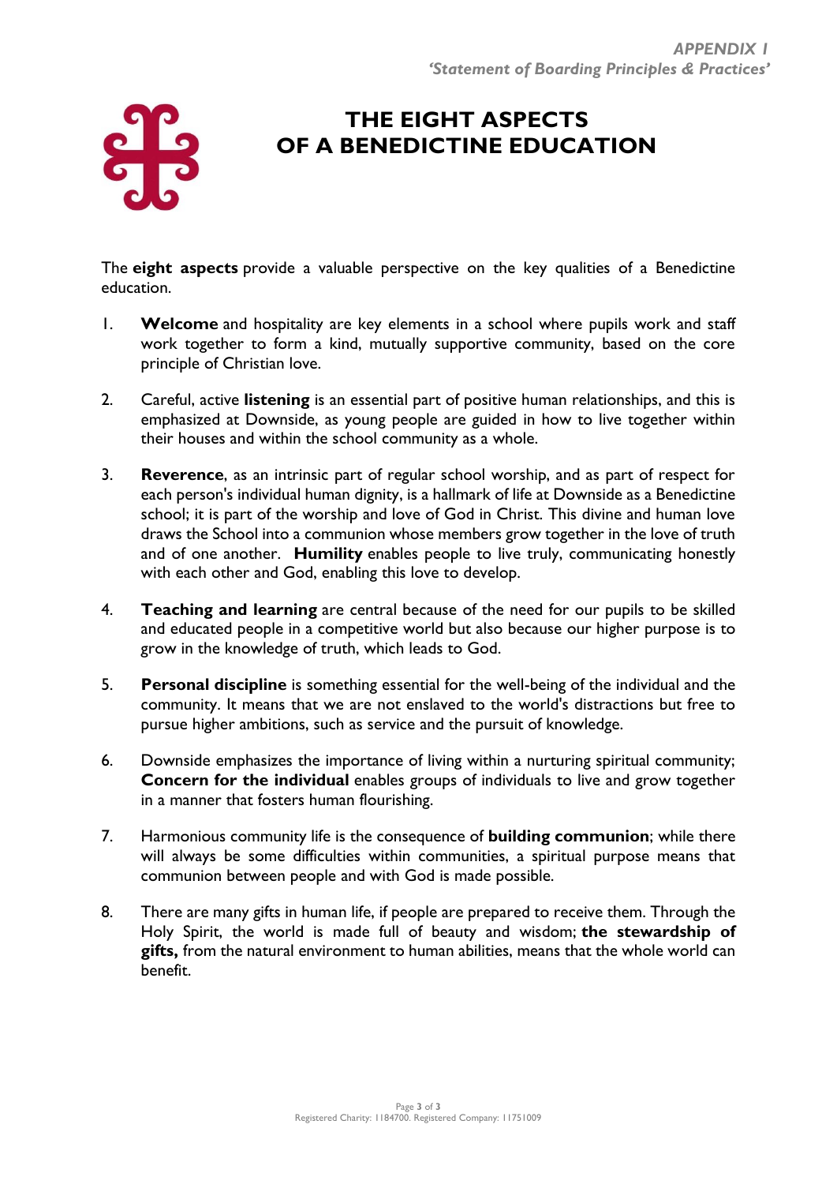*APPENDIX I*
*'Statement of Boarding Principles & Practices'*

# THE EIGHT ASPECTS OF A BENEDICTINE EDUCATION

The **eight aspects** provide a valuable perspective on the key qualities of a Benedictine education.

1. **Welcome** and hospitality are key elements in a school where pupils work and staff work together to form a kind, mutually supportive community, based on the core principle of Christian love.

2. Careful, active **listening** is an essential part of positive human relationships, and this is emphasized at Downside, as young people are guided in how to live together within their houses and within the school community as a whole.

3. **Reverence**, as an intrinsic part of regular school worship, and as part of respect for each person's individual human dignity, is a hallmark of life at Downside as a Benedictine school; it is part of the worship and love of God in Christ. This divine and human love draws the School into a communion whose members grow together in the love of truth and of one another. **Humility** enables people to live truly, communicating honestly with each other and God, enabling this love to develop.

4. **Teaching and learning** are central because of the need for our pupils to be skilled and educated people in a competitive world but also because our higher purpose is to grow in the knowledge of truth, which leads to God.

5. **Personal discipline** is something essential for the well-being of the individual and the community. It means that we are not enslaved to the world's distractions but free to pursue higher ambitions, such as service and the pursuit of knowledge.

6. Downside emphasizes the importance of living within a nurturing spiritual community; **Concern for the individual** enables groups of individuals to live and grow together in a manner that fosters human flourishing.

7. Harmonious community life is the consequence of **building communion**; while there will always be some difficulties within communities, a spiritual purpose means that communion between people and with God is made possible.

8. There are many gifts in human life, if people are prepared to receive them. Through the Holy Spirit, the world is made full of beauty and wisdom; **the stewardship of gifts,** from the natural environment to human abilities, means that the whole world can benefit.

Registered Charity: 1184700. Registered Company: 11751009